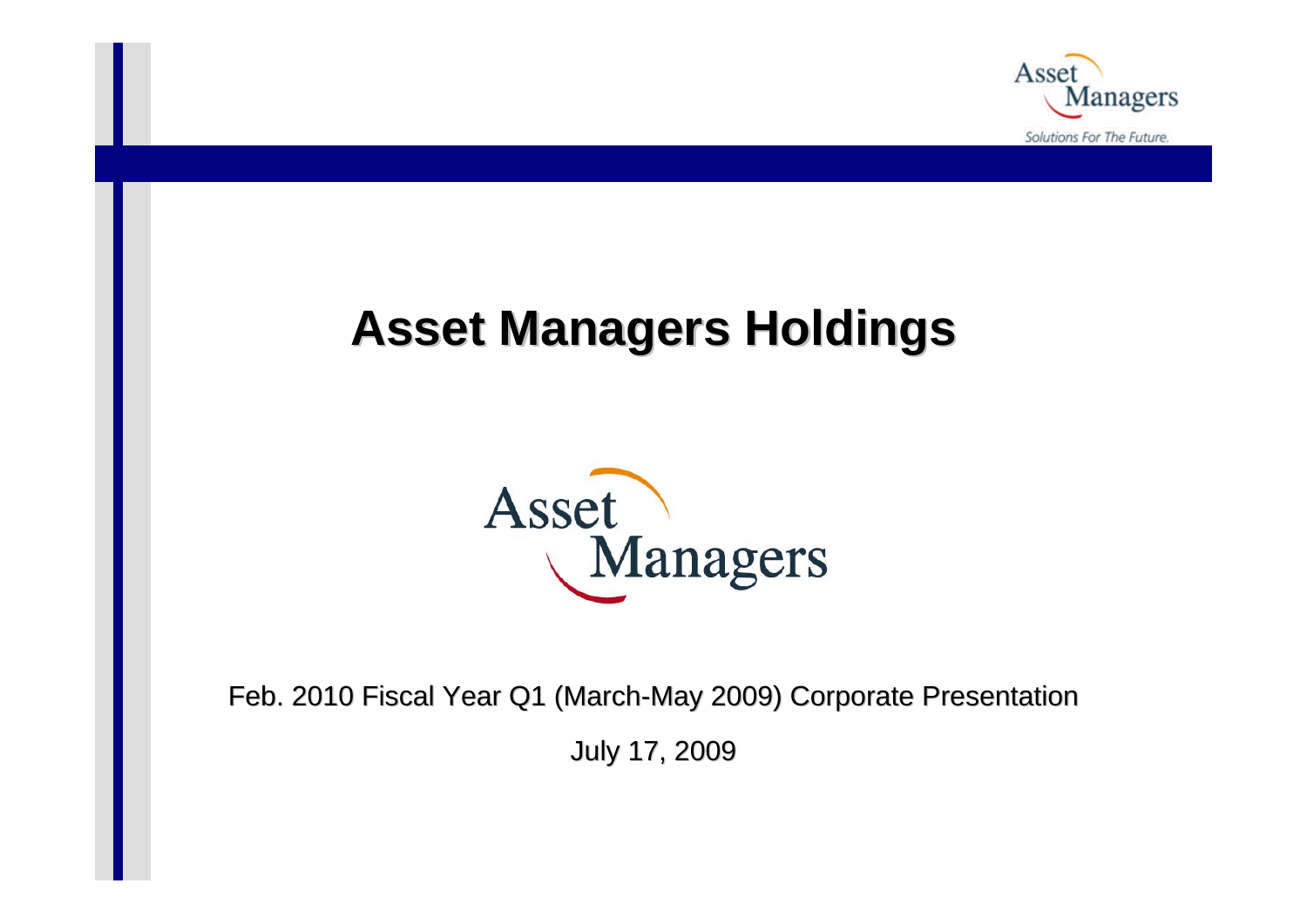# Asset Managers Holdings

Feb. 2010 Fiscal Year Q1 (March-May 2009) Corporate Presentation

July 17, 2009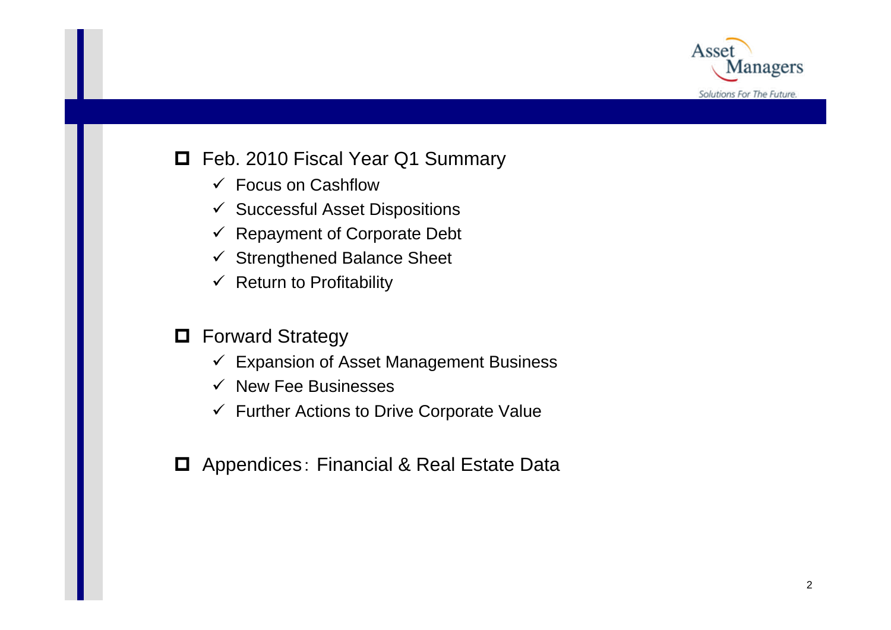- Feb. 2010 Fiscal Year Q1 Summary
  - ✓ Focus on Cashflow
  - ✓ Successful Asset Dispositions
  - ✓ Repayment of Corporate Debt
  - ✓ Strengthened Balance Sheet
  - ✓ Return to Profitability

- Forward Strategy
  - ✓ Expansion of Asset Management Business
  - ✓ New Fee Businesses
  - ✓ Further Actions to Drive Corporate Value

- Appendices：Financial & Real Estate Data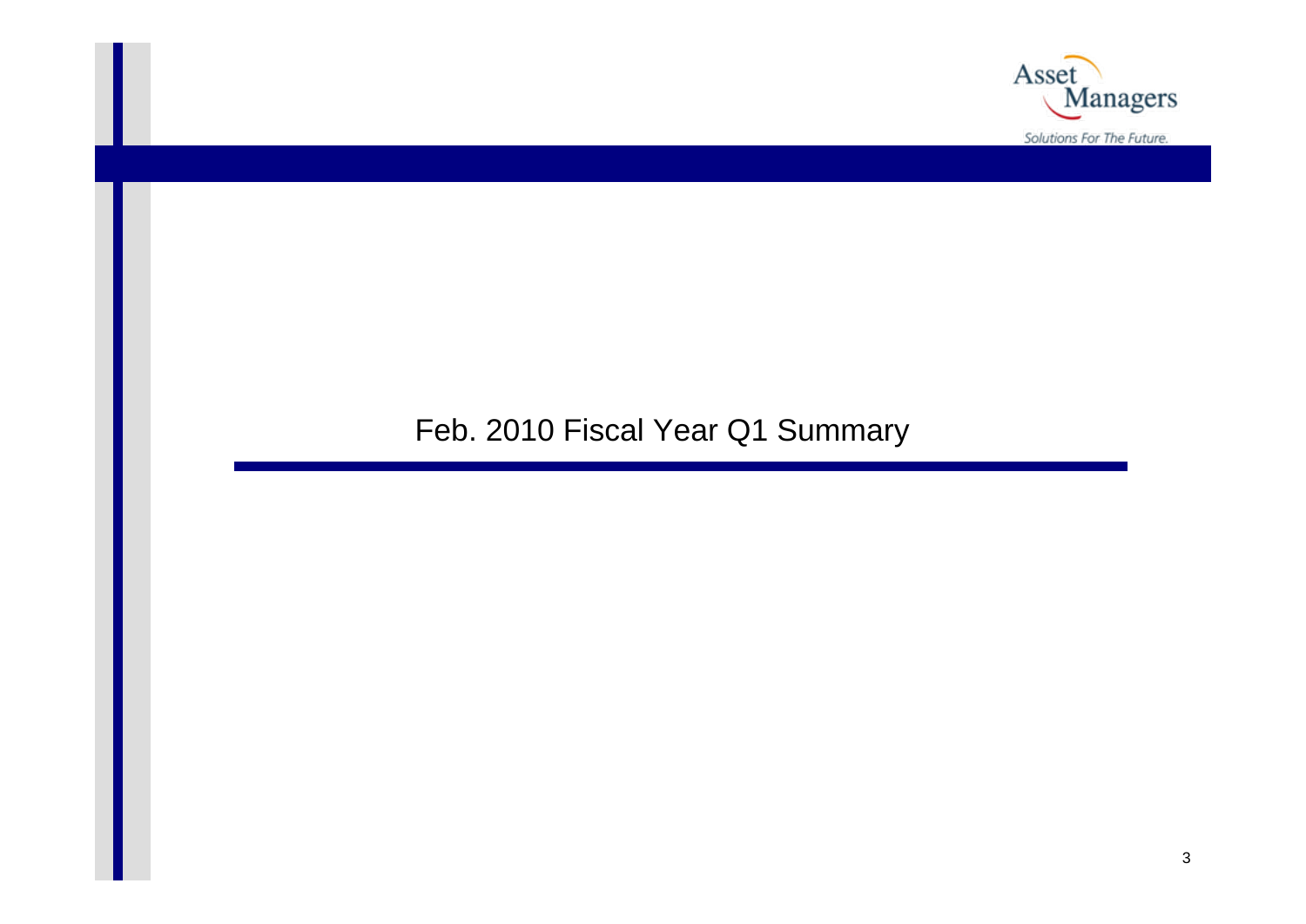# Feb. 2010 Fiscal Year Q1 Summary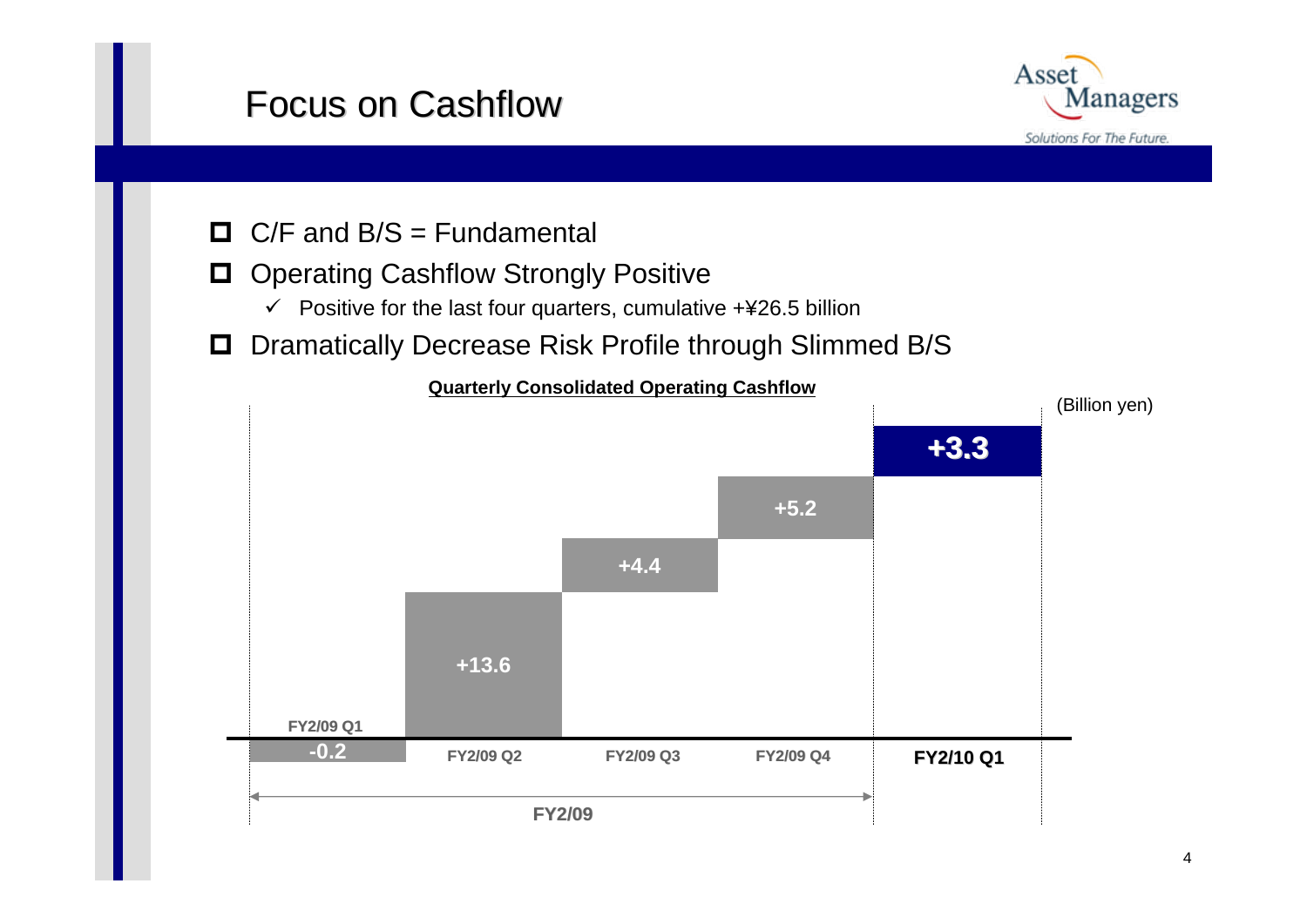# Focus on Cashflow

- C/F and B/S = Fundamental
- Operating Cashflow Strongly Positive
  - ✓ Positive for the last four quarters, cumulative +¥26.5 billion
- Dramatically Decrease Risk Profile through Slimmed B/S

**Quarterly Consolidated Operating Cashflow**

(Billion yen)

| | FY2/09 Q1 | FY2/09 Q2 | FY2/09 Q3 | FY2/09 Q4 | FY2/10 Q1 |
|---|---|---|---|---|---|
| Operating Cashflow | -0.2 | +13.6 | +4.4 | +5.2 | +3.3 |

FY2/09: FY2/09 Q1 – FY2/09 Q4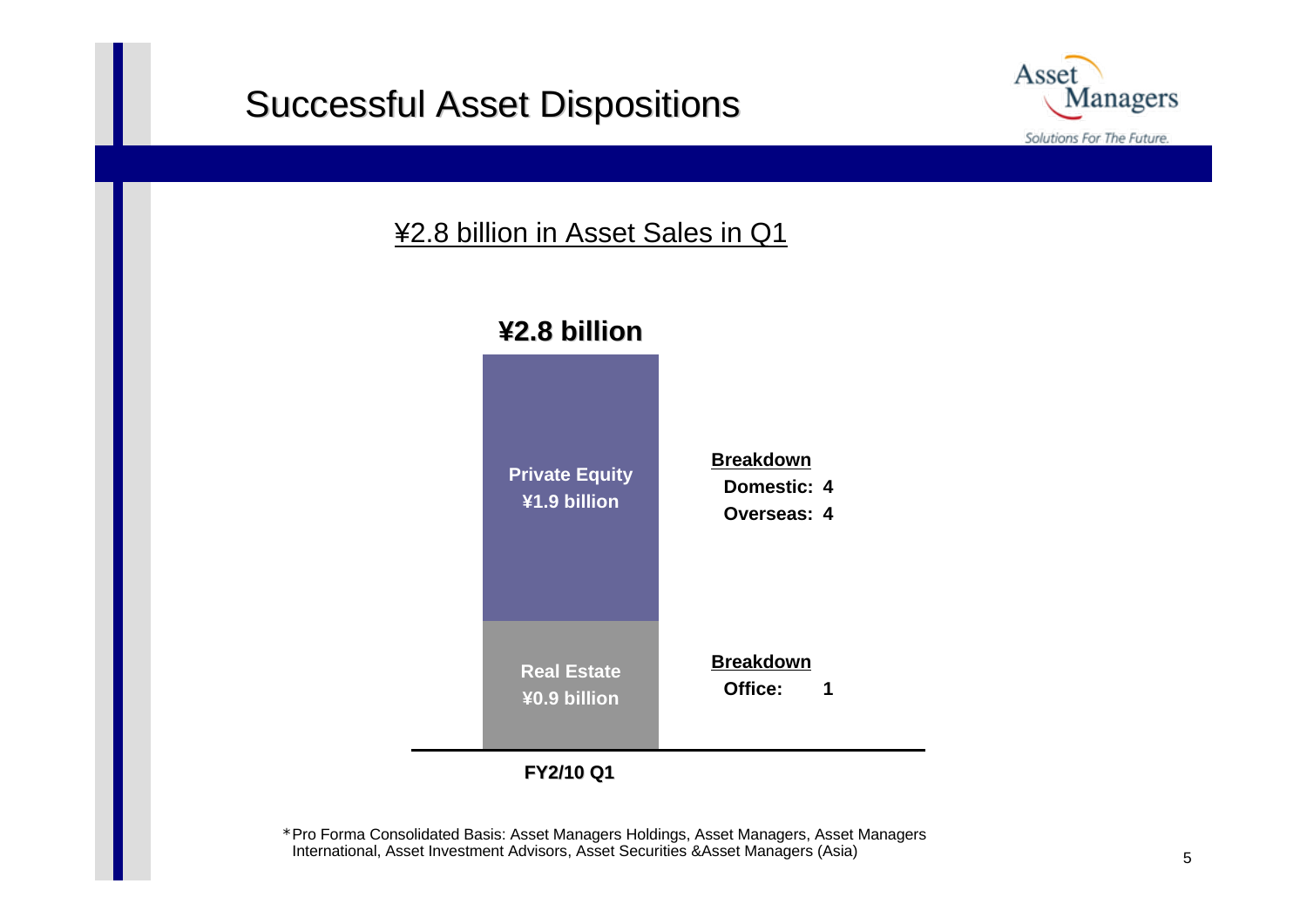# Successful Asset Dispositions

Asset Managers
*Solutions For The Future.*

¥2.8 billion in Asset Sales in Q1

**¥2.8 billion**

| | | Breakdown |
|---|---|---|
| FY2/10 Q1 | **Private Equity ¥1.9 billion** | **Domestic: 4**<br>**Overseas: 4** |
| | **Real Estate ¥0.9 billion** | **Office: 1** |

*Pro Forma Consolidated Basis: Asset Managers Holdings, Asset Managers, Asset Managers International, Asset Investment Advisors, Asset Securities &Asset Managers (Asia)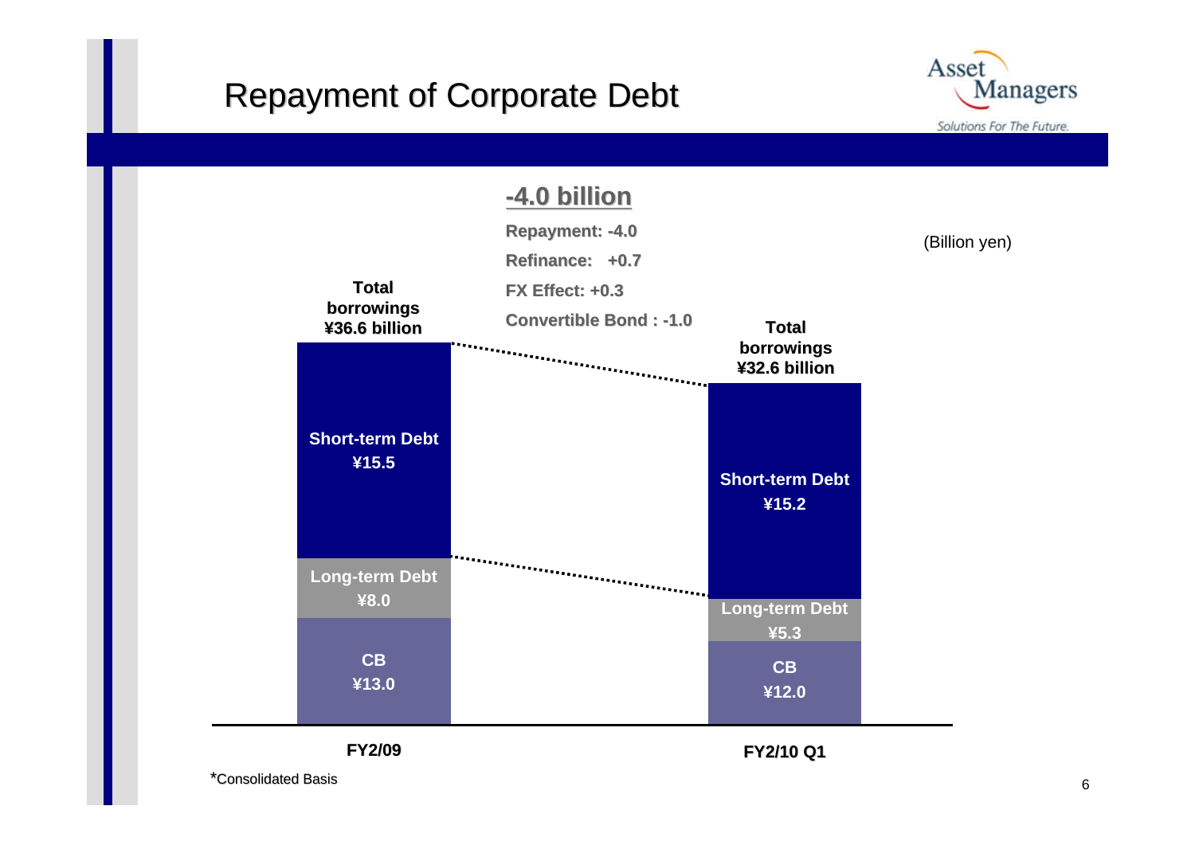# Repayment of Corporate Debt

**-4.0 billion**

**Repayment: -4.0**

**Refinance: +0.7**

**FX Effect: +0.3**

**Convertible Bond : -1.0**

(Billion yen)

| | FY2/09 | FY2/10 Q1 |
|---|---|---|
| Short-term Debt | ¥15.5 | ¥15.2 |
| Long-term Debt | ¥8.0 | ¥5.3 |
| CB | ¥13.0 | ¥12.0 |
| Total borrowings | ¥36.6 billion | ¥32.6 billion |

*Consolidated Basis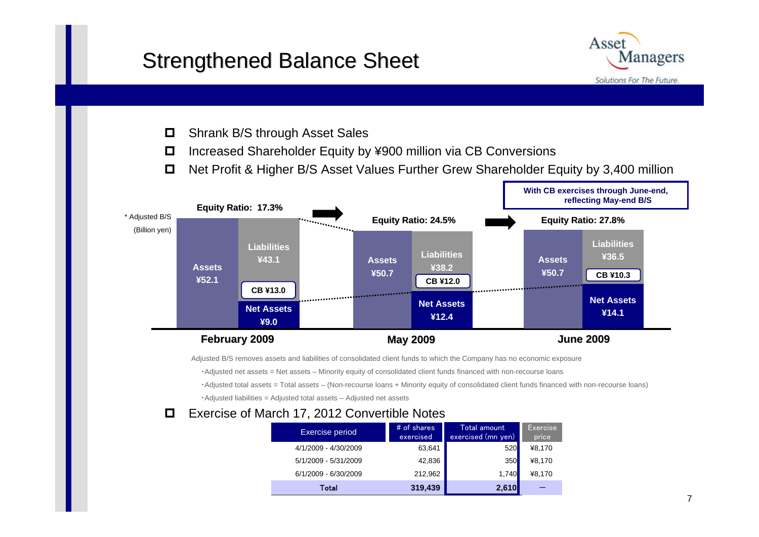# Strengthened Balance Sheet

- Shrank B/S through Asset Sales
- Increased Shareholder Equity by ¥900 million via CB Conversions
- Net Profit & Higher B/S Asset Values Further Grew Shareholder Equity by 3,400 million

**With CB exercises through June-end, reflecting May-end B/S**

\* Adjusted B/S (Billion yen)

| | February 2009 | May 2009 | June 2009 |
|---|---|---|---|
| Equity Ratio | 17.3% | 24.5% | 27.8% |
| Assets | ¥52.1 | ¥50.7 | ¥50.7 |
| Liabilities | ¥43.1 | ¥38.2 | ¥36.5 |
| CB | ¥13.0 | ¥12.0 | ¥10.3 |
| Net Assets | ¥9.0 | ¥12.4 | ¥14.1 |

Adjusted B/S removes assets and liabilities of consolidated client funds to which the Company has no economic exposure

- Adjusted net assets = Net assets – Minority equity of consolidated client funds financed with non-recourse loans
- Adjusted total assets = Total assets – (Non-recourse loans + Minority equity of consolidated client funds financed with non-recourse loans)
- Adjusted liabilities = Adjusted total assets – Adjusted net assets

- Exercise of March 17, 2012 Convertible Notes

| Exercise period | # of shares exercised | Total amount exercised (mn yen) | Exercise price |
|---|---|---|---|
| 4/1/2009 - 4/30/2009 | 63,641 | 520 | ¥8,170 |
| 5/1/2009 - 5/31/2009 | 42,836 | 350 | ¥8,170 |
| 6/1/2009 - 6/30/2009 | 212,962 | 1,740 | ¥8,170 |
| Total | 319,439 | 2,610 | ― |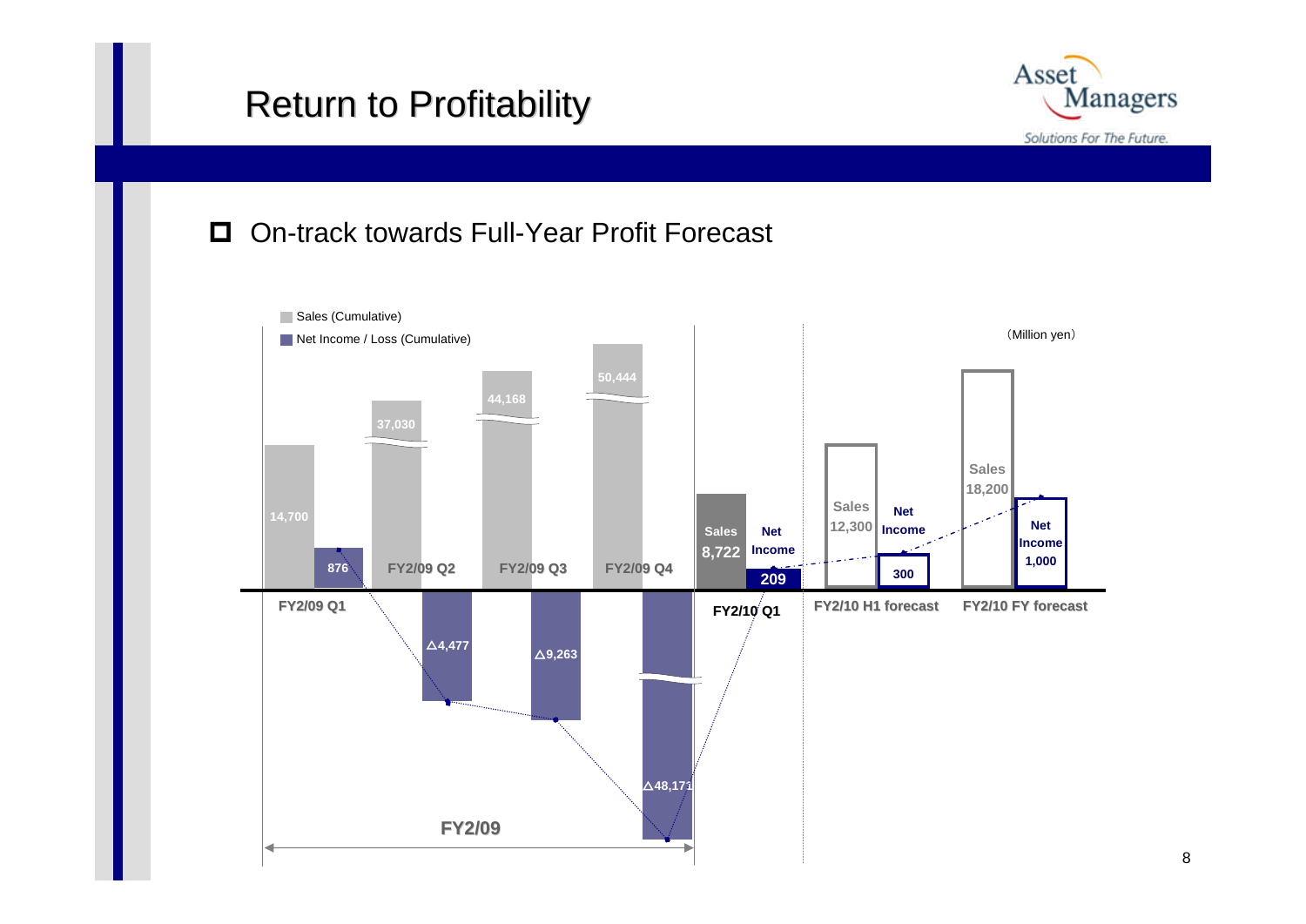# Return to Profitability

- On-track towards Full-Year Profit Forecast

(Million yen)

| Period | Sales (Cumulative) | Net Income / Loss (Cumulative) |
| --- | --- | --- |
| FY2/09 Q1 | 14,700 | 876 |
| FY2/09 Q2 | 37,030 | △4,477 |
| FY2/09 Q3 | 44,168 | △9,263 |
| FY2/09 Q4 | 50,444 | △48,171 |
| FY2/10 Q1 | 8,722 | 209 |
| FY2/10 H1 forecast | 12,300 | 300 |
| FY2/10 FY forecast | 18,200 | 1,000 |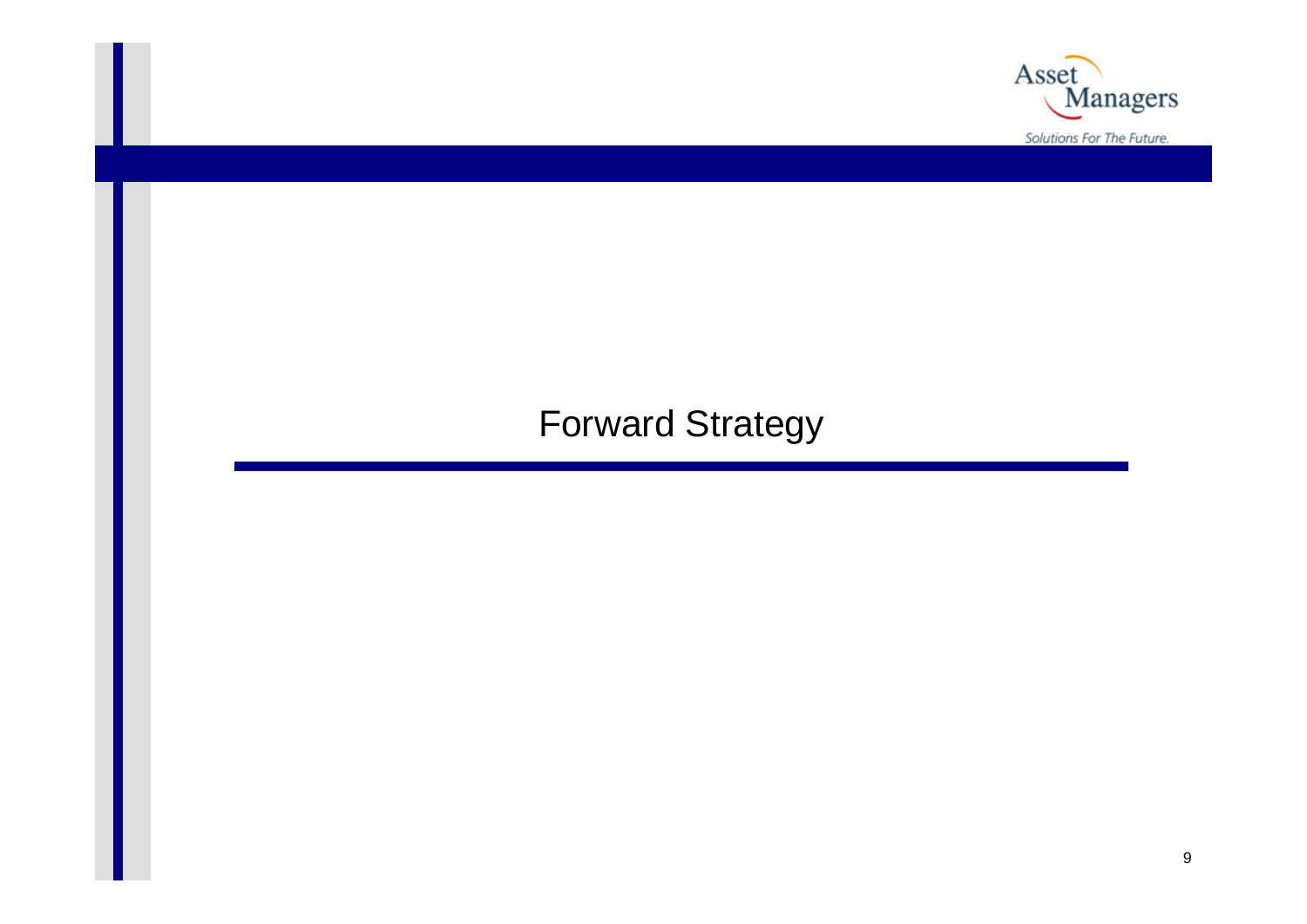# Forward Strategy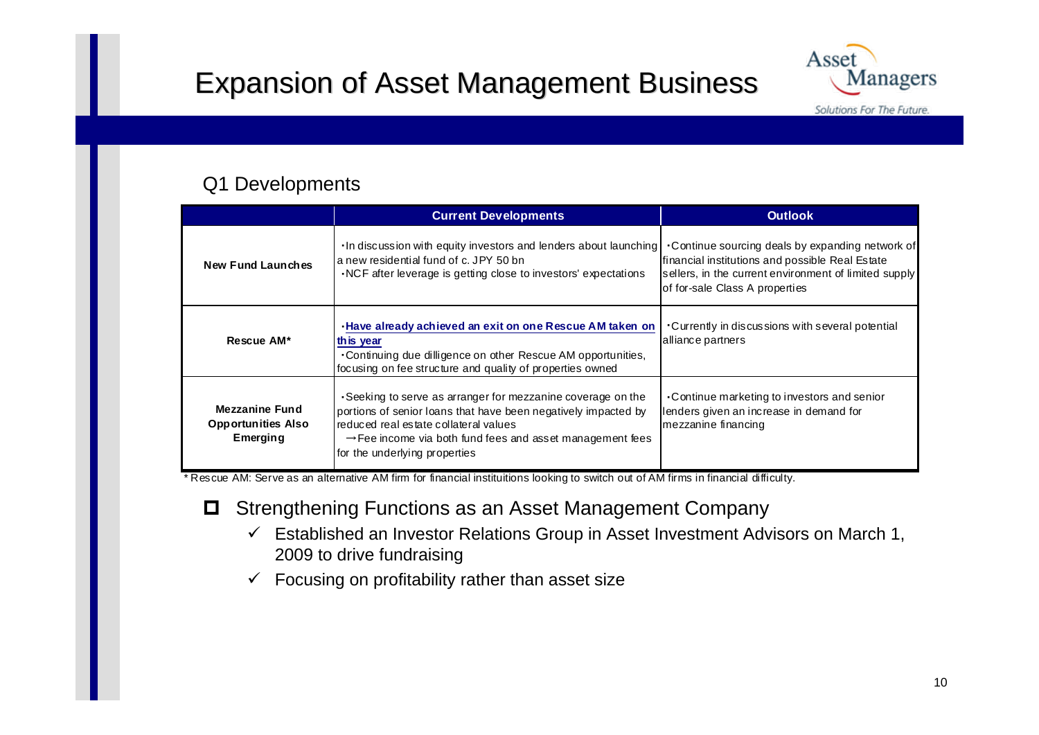# Expansion of Asset Management Business

## Q1 Developments

| | Current Developments | Outlook |
|---|---|---|
| **New Fund Launches** | ・In discussion with equity investors and lenders about launching a new residential fund of c. JPY 50 bn<br>・NCF after leverage is getting close to investors' expectations | ・Continue sourcing deals by expanding network of financial institutions and possible Real Estate sellers, in the current environment of limited supply of for-sale Class A properties |
| **Rescue AM*** | ・**Have already achieved an exit on one Rescue AM taken on this year**<br>・Continuing due dilligence on other Rescue AM opportunities, focusing on fee structure and quality of properties owned | ・Currently in discussions with several potential alliance partners |
| **Mezzanine Fund Opportunities Also Emerging** | ・Seeking to serve as arranger for mezzanine coverage on the portions of senior loans that have been negatively impacted by reduced real estate collateral values<br>→Fee income via both fund fees and asset management fees for the underlying properties | ・Continue marketing to investors and senior lenders given an increase in demand for mezzanine financing |

* Rescue AM: Serve as an alternative AM firm for financial instituitions looking to switch out of AM firms in financial difficulty.

- Strengthening Functions as an Asset Management Company
  - ✓ Established an Investor Relations Group in Asset Investment Advisors on March 1, 2009 to drive fundraising
  - ✓ Focusing on profitability rather than asset size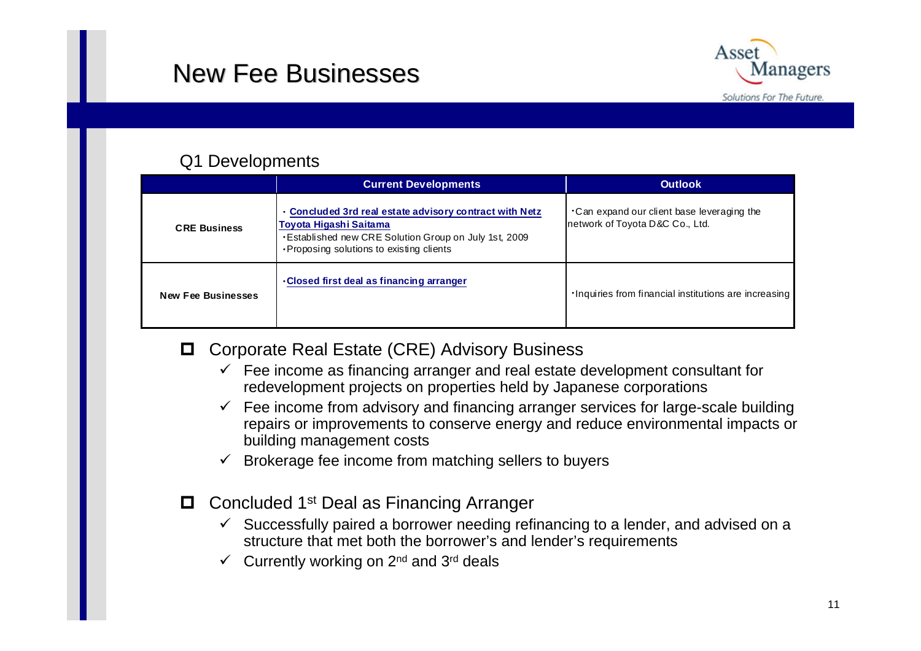# New Fee Businesses

Q1 Developments

| | Current Developments | Outlook |
|---|---|---|
| **CRE Business** | ・ **Concluded 3rd real estate advisory contract with Netz Toyota Higashi Saitama**<br>・Established new CRE Solution Group on July 1st, 2009<br>・Proposing solutions to existing clients | ・Can expand our client base leveraging the network of Toyota D&C Co., Ltd. |
| **New Fee Businesses** | ・**Closed first deal as financing arranger** | ・Inquiries from financial institutions are increasing |

- Corporate Real Estate (CRE) Advisory Business
  - ✓ Fee income as financing arranger and real estate development consultant for redevelopment projects on properties held by Japanese corporations
  - ✓ Fee income from advisory and financing arranger services for large-scale building repairs or improvements to conserve energy and reduce environmental impacts or building management costs
  - ✓ Brokerage fee income from matching sellers to buyers

- Concluded 1st Deal as Financing Arranger
  - ✓ Successfully paired a borrower needing refinancing to a lender, and advised on a structure that met both the borrower's and lender's requirements
  - ✓ Currently working on 2nd and 3rd deals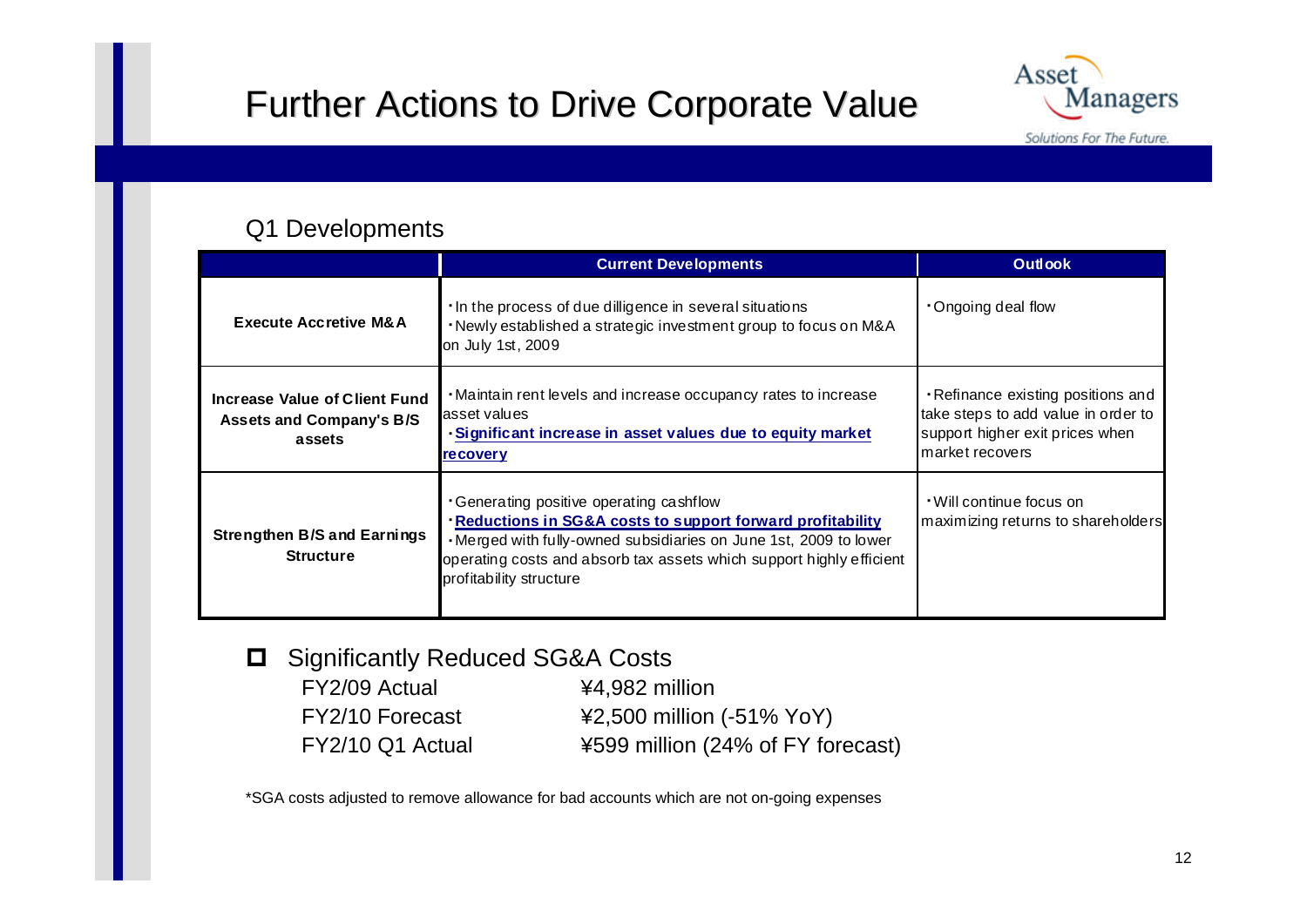# Further Actions to Drive Corporate Value

## Q1 Developments

| | Current Developments | Outlook |
|---|---|---|
| **Execute Accretive M&A** | ・In the process of due dilligence in several situations<br>・Newly established a strategic investment group to focus on M&A on July 1st, 2009 | ・Ongoing deal flow |
| **Increase Value of Client Fund Assets and Company's B/S assets** | ・Maintain rent levels and increase occupancy rates to increase asset values<br>・**Significant increase in asset values due to equity market recovery** | ・Refinance existing positions and take steps to add value in order to support higher exit prices when market recovers |
| **Strengthen B/S and Earnings Structure** | ・Generating positive operating cashflow<br>・**Reductions in SG&A costs to support forward profitability**<br>・Merged with fully-owned subsidiaries on June 1st, 2009 to lower operating costs and absorb tax assets which support highly efficient profitability structure | ・Will continue focus on maximizing returns to shareholders |

- Significantly Reduced SG&A Costs

| | |
|---|---|
| FY2/09 Actual | ¥4,982 million |
| FY2/10 Forecast | ¥2,500 million (-51% YoY) |
| FY2/10 Q1 Actual | ¥599 million (24% of FY forecast) |

*SGA costs adjusted to remove allowance for bad accounts which are not on-going expenses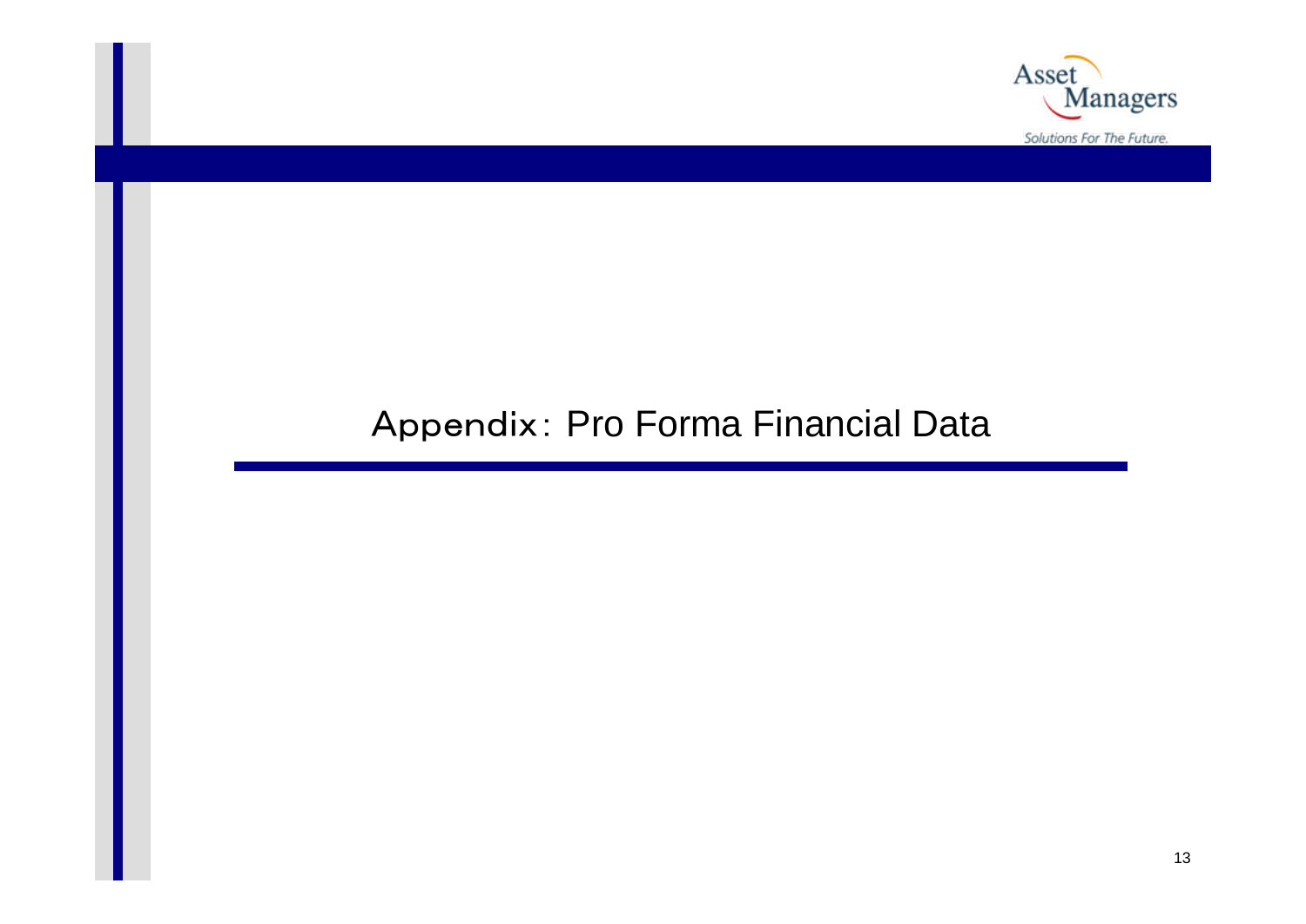# Appendix：Pro Forma Financial Data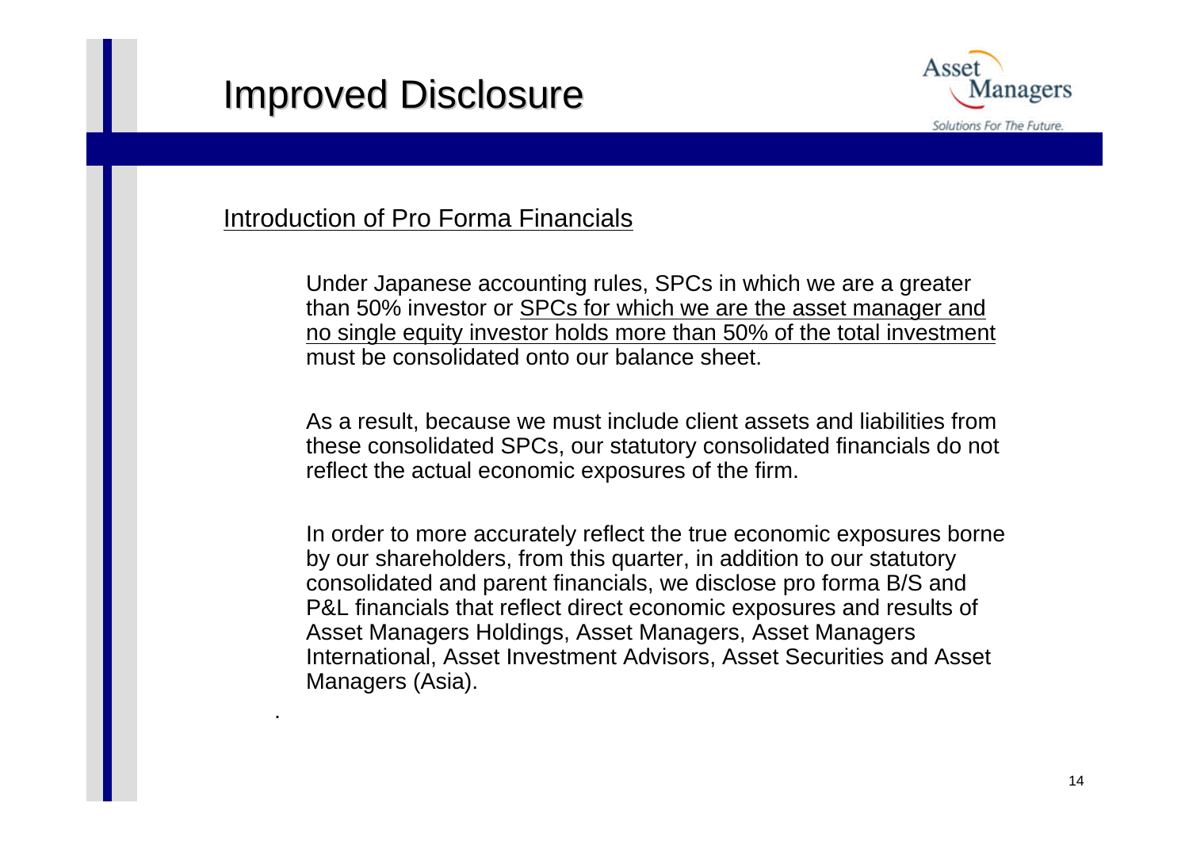# Improved Disclosure

Introduction of Pro Forma Financials

Under Japanese accounting rules, SPCs in which we are a greater than 50% investor or SPCs for which we are the asset manager and no single equity investor holds more than 50% of the total investment must be consolidated onto our balance sheet.

As a result, because we must include client assets and liabilities from these consolidated SPCs, our statutory consolidated financials do not reflect the actual economic exposures of the firm.

In order to more accurately reflect the true economic exposures borne by our shareholders, from this quarter, in addition to our statutory consolidated and parent financials, we disclose pro forma B/S and P&L financials that reflect direct economic exposures and results of Asset Managers Holdings, Asset Managers, Asset Managers International, Asset Investment Advisors, Asset Securities and Asset Managers (Asia).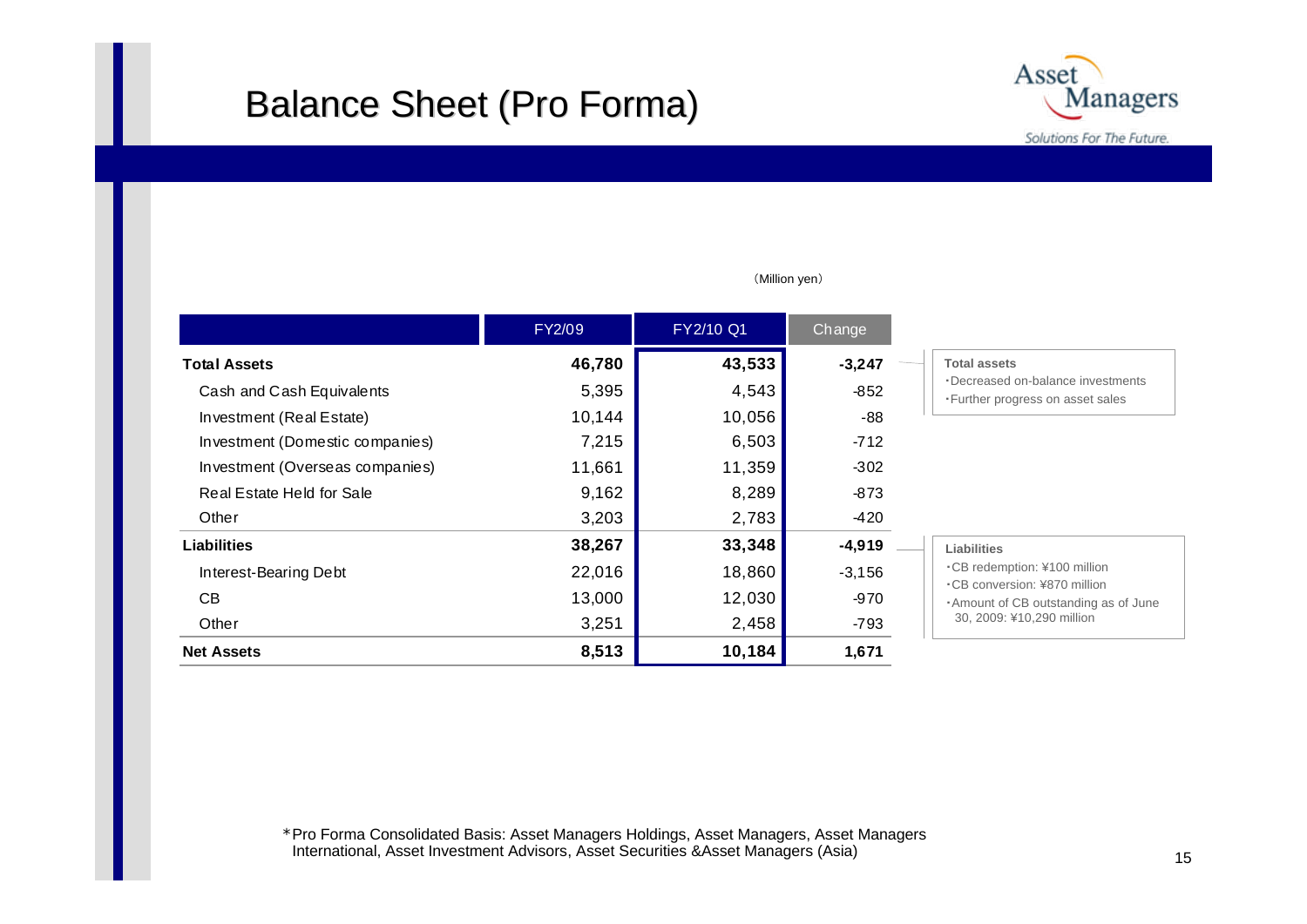# Balance Sheet (Pro Forma)

（Million yen）

| | FY2/09 | FY2/10 Q1 | Change |
|---|---|---|---|
| **Total Assets** | **46,780** | **43,533** | **-3,247** |
| Cash and Cash Equivalents | 5,395 | 4,543 | -852 |
| Investment (Real Estate) | 10,144 | 10,056 | -88 |
| Investment (Domestic companies) | 7,215 | 6,503 | -712 |
| Investment (Overseas companies) | 11,661 | 11,359 | -302 |
| Real Estate Held for Sale | 9,162 | 8,289 | -873 |
| Other | 3,203 | 2,783 | -420 |
| **Liabilities** | **38,267** | **33,348** | **-4,919** |
| Interest-Bearing Debt | 22,016 | 18,860 | -3,156 |
| CB | 13,000 | 12,030 | -970 |
| Other | 3,251 | 2,458 | -793 |
| **Net Assets** | **8,513** | **10,184** | **1,671** |

**Total assets**
- ・Decreased on-balance investments
- ・Further progress on asset sales

**Liabilities**
- ・CB redemption: ¥100 million
- ・CB conversion: ¥870 million
- ・Amount of CB outstanding as of June 30, 2009: ¥10,290 million

＊Pro Forma Consolidated Basis: Asset Managers Holdings, Asset Managers, Asset Managers International, Asset Investment Advisors, Asset Securities &Asset Managers (Asia)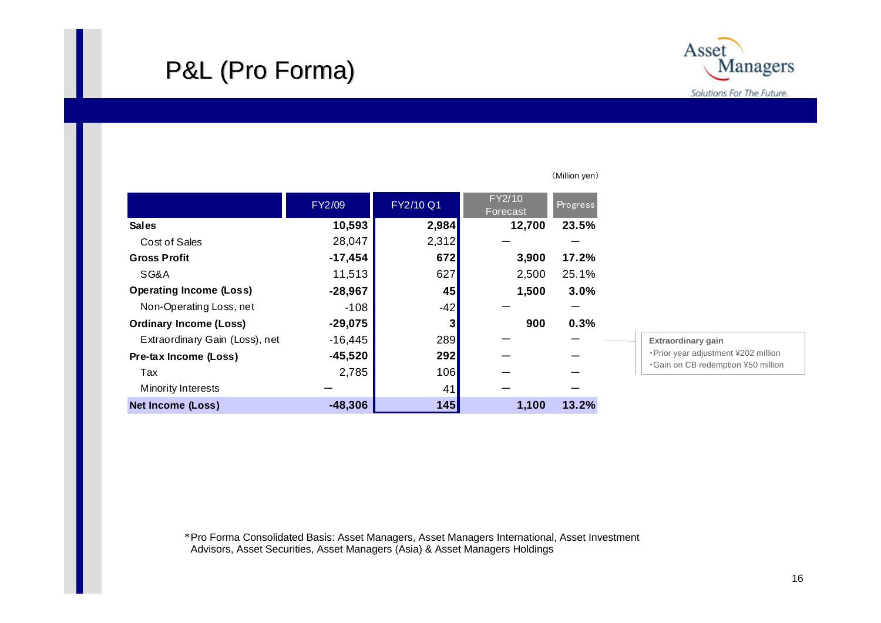# P&L (Pro Forma)

（Million yen）

| | FY2/09 | FY2/10 Q1 | FY2/10 Forecast | Progress |
|---|---|---|---|---|
| **Sales** | **10,593** | **2,984** | **12,700** | **23.5%** |
| Cost of Sales | 28,047 | 2,312 | ― | ― |
| **Gross Profit** | **-17,454** | **672** | **3,900** | **17.2%** |
| SG&A | 11,513 | 627 | 2,500 | 25.1% |
| **Operating Income (Loss)** | **-28,967** | **45** | **1,500** | **3.0%** |
| Non-Operating Loss, net | -108 | -42 | ― | ― |
| **Ordinary Income (Loss)** | **-29,075** | **3** | **900** | **0.3%** |
| Extraordinary Gain (Loss), net | -16,445 | 289 | ― | ― |
| **Pre-tax Income (Loss)** | **-45,520** | **292** | ― | ― |
| Tax | 2,785 | 106 | ― | ― |
| Minority Interests | ― | 41 | ― | ― |
| **Net Income (Loss)** | **-48,306** | **145** | **1,100** | **13.2%** |

**Extraordinary gain**
- ・Prior year adjustment ¥202 million
- ・Gain on CB redemption ¥50 million

*Pro Forma Consolidated Basis: Asset Managers, Asset Managers International, Asset Investment Advisors, Asset Securities, Asset Managers (Asia) & Asset Managers Holdings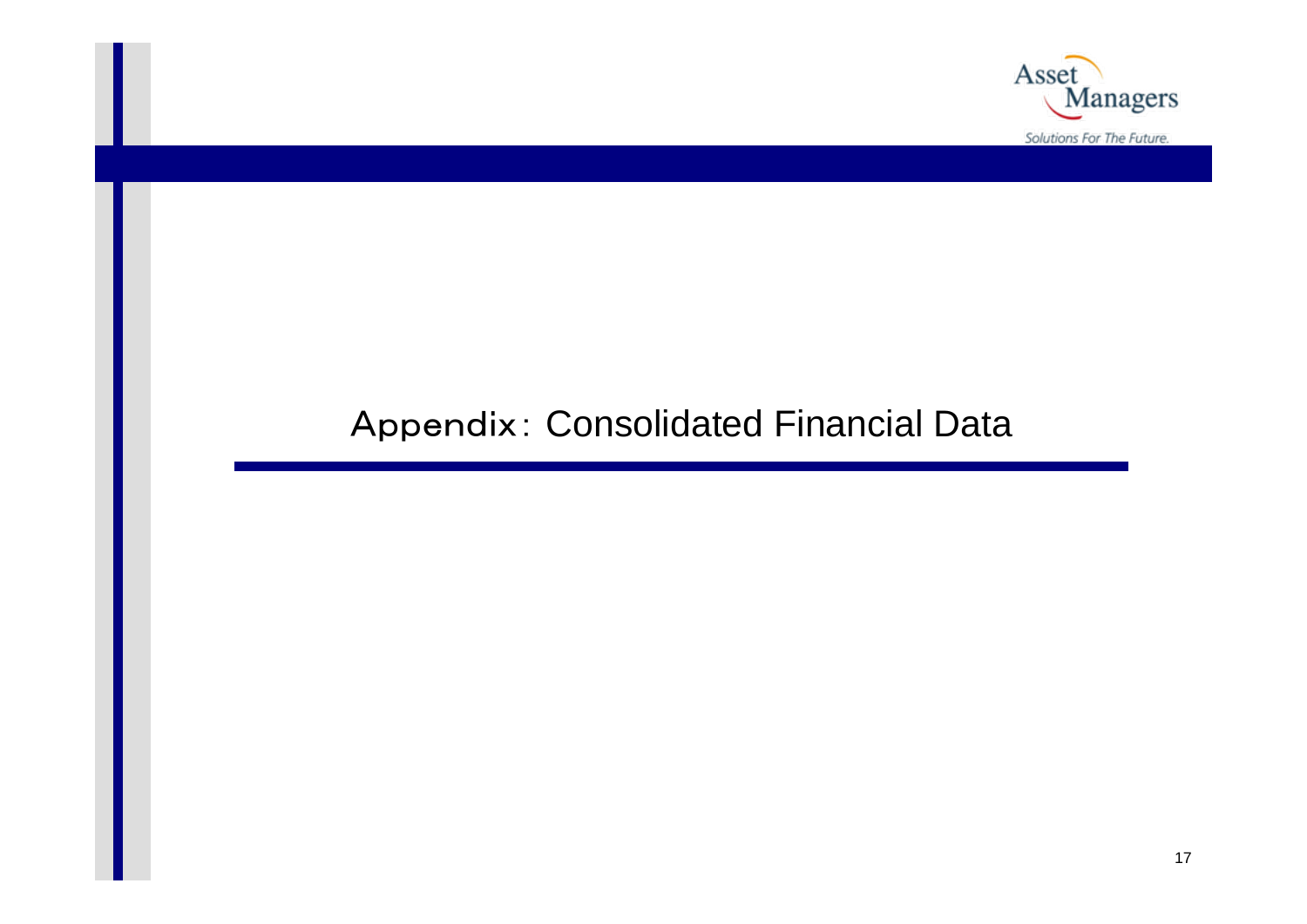# Appendix：Consolidated Financial Data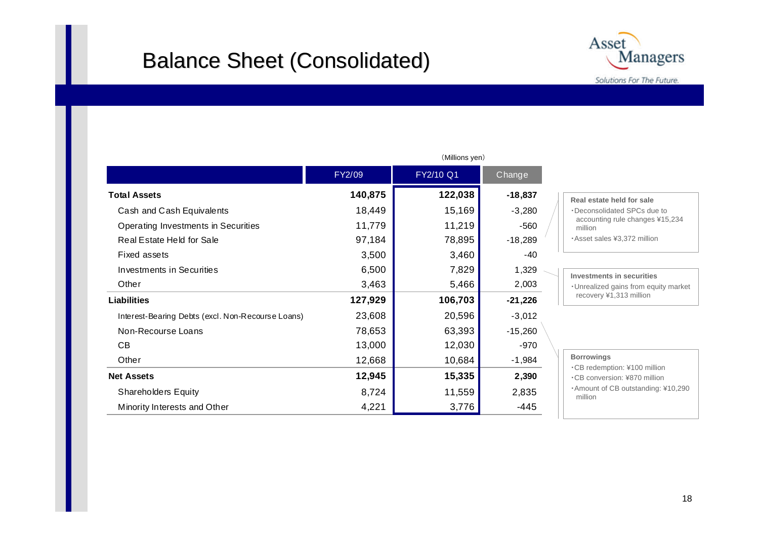# Balance Sheet (Consolidated)

(Millions yen)

| | FY2/09 | FY2/10 Q1 | Change |
|---|---|---|---|
| **Total Assets** | **140,875** | **122,038** | **-18,837** |
| Cash and Cash Equivalents | 18,449 | 15,169 | -3,280 |
| Operating Investments in Securities | 11,779 | 11,219 | -560 |
| Real Estate Held for Sale | 97,184 | 78,895 | -18,289 |
| Fixed assets | 3,500 | 3,460 | -40 |
| Investments in Securities | 6,500 | 7,829 | 1,329 |
| Other | 3,463 | 5,466 | 2,003 |
| **Liabilities** | **127,929** | **106,703** | **-21,226** |
| Interest-Bearing Debts (excl. Non-Recourse Loans) | 23,608 | 20,596 | -3,012 |
| Non-Recourse Loans | 78,653 | 63,393 | -15,260 |
| CB | 13,000 | 12,030 | -970 |
| Other | 12,668 | 10,684 | -1,984 |
| **Net Assets** | **12,945** | **15,335** | **2,390** |
| Shareholders Equity | 8,724 | 11,559 | 2,835 |
| Minority Interests and Other | 4,221 | 3,776 | -445 |

**Real estate held for sale**
- Deconsolidated SPCs due to accounting rule changes ¥15,234 million
- Asset sales ¥3,372 million

**Investments in securities**
- Unrealized gains from equity market recovery ¥1,313 million

**Borrowings**
- CB redemption: ¥100 million
- CB conversion: ¥870 million
- Amount of CB outstanding: ¥10,290 million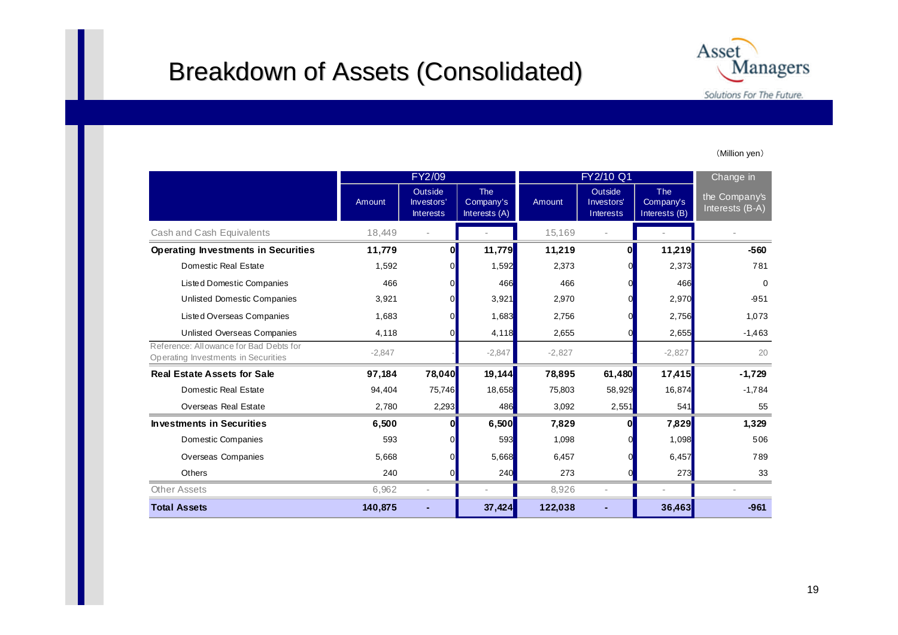# Breakdown of Assets (Consolidated)

(Million yen)

| | FY2/09 | | | FY2/10 Q1 | | | Change in |
|---|---|---|---|---|---|---|---|
| | Amount | Outside Investors' Interests | The Company's Interests (A) | Amount | Outside Investors' Interests | The Company's Interests (B) | the Company's Interests (B-A) |
| Cash and Cash Equivalents | 18,449 | - | - | 15,169 | - | - | - |
| **Operating Investments in Securities** | **11,779** | **0** | **11,779** | **11,219** | **0** | **11,219** | **-560** |
| Domestic Real Estate | 1,592 | 0 | 1,592 | 2,373 | 0 | 2,373 | 781 |
| Listed Domestic Companies | 466 | 0 | 466 | 466 | 0 | 466 | 0 |
| Unlisted Domestic Companies | 3,921 | 0 | 3,921 | 2,970 | 0 | 2,970 | -951 |
| Listed Overseas Companies | 1,683 | 0 | 1,683 | 2,756 | 0 | 2,756 | 1,073 |
| Unlisted Overseas Companies | 4,118 | 0 | 4,118 | 2,655 | 0 | 2,655 | -1,463 |
| Reference: Allowance for Bad Debts for Operating Investments in Securities | -2,847 | - | -2,847 | -2,827 | - | -2,827 | 20 |
| **Real Estate Assets for Sale** | **97,184** | **78,040** | **19,144** | **78,895** | **61,480** | **17,415** | **-1,729** |
| Domestic Real Estate | 94,404 | 75,746 | 18,658 | 75,803 | 58,929 | 16,874 | -1,784 |
| Overseas Real Estate | 2,780 | 2,293 | 486 | 3,092 | 2,551 | 541 | 55 |
| **Investments in Securities** | **6,500** | **0** | **6,500** | **7,829** | **0** | **7,829** | **1,329** |
| Domestic Companies | 593 | 0 | 593 | 1,098 | 0 | 1,098 | 506 |
| Overseas Companies | 5,668 | 0 | 5,668 | 6,457 | 0 | 6,457 | 789 |
| Others | 240 | 0 | 240 | 273 | 0 | 273 | 33 |
| Other Assets | 6,962 | - | - | 8,926 | - | - | - |
| **Total Assets** | **140,875** | **-** | **37,424** | **122,038** | **-** | **36,463** | **-961** |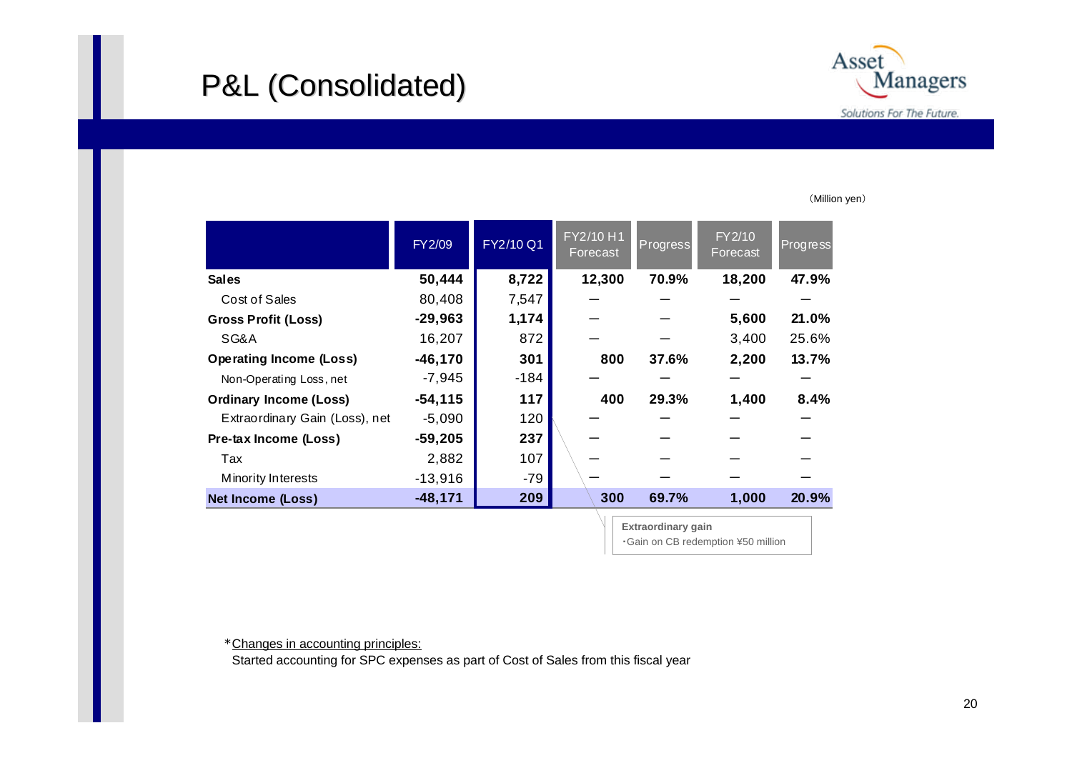# P&L (Consolidated)

（Million yen）

| | FY2/09 | FY2/10 Q1 | FY2/10 H1 Forecast | Progress | FY2/10 Forecast | Progress |
|---|---|---|---|---|---|---|
| **Sales** | **50,444** | **8,722** | **12,300** | **70.9%** | **18,200** | **47.9%** |
| Cost of Sales | 80,408 | 7,547 | — | — | — | — |
| **Gross Profit (Loss)** | **-29,963** | **1,174** | — | — | **5,600** | **21.0%** |
| SG&A | 16,207 | 872 | — | — | 3,400 | 25.6% |
| **Operating Income (Loss)** | **-46,170** | **301** | **800** | **37.6%** | **2,200** | **13.7%** |
| Non-Operating Loss, net | -7,945 | -184 | — | — | — | — |
| **Ordinary Income (Loss)** | **-54,115** | **117** | **400** | **29.3%** | **1,400** | **8.4%** |
| Extraordinary Gain (Loss), net | -5,090 | 120 | — | — | — | — |
| **Pre-tax Income (Loss)** | **-59,205** | **237** | — | — | — | — |
| Tax | 2,882 | 107 | — | — | — | — |
| Minority Interests | -13,916 | -79 | — | — | — | — |
| **Net Income (Loss)** | **-48,171** | **209** | **300** | **69.7%** | **1,000** | **20.9%** |

**Extraordinary gain**
・Gain on CB redemption ¥50 million

*Changes in accounting principles:
Started accounting for SPC expenses as part of Cost of Sales from this fiscal year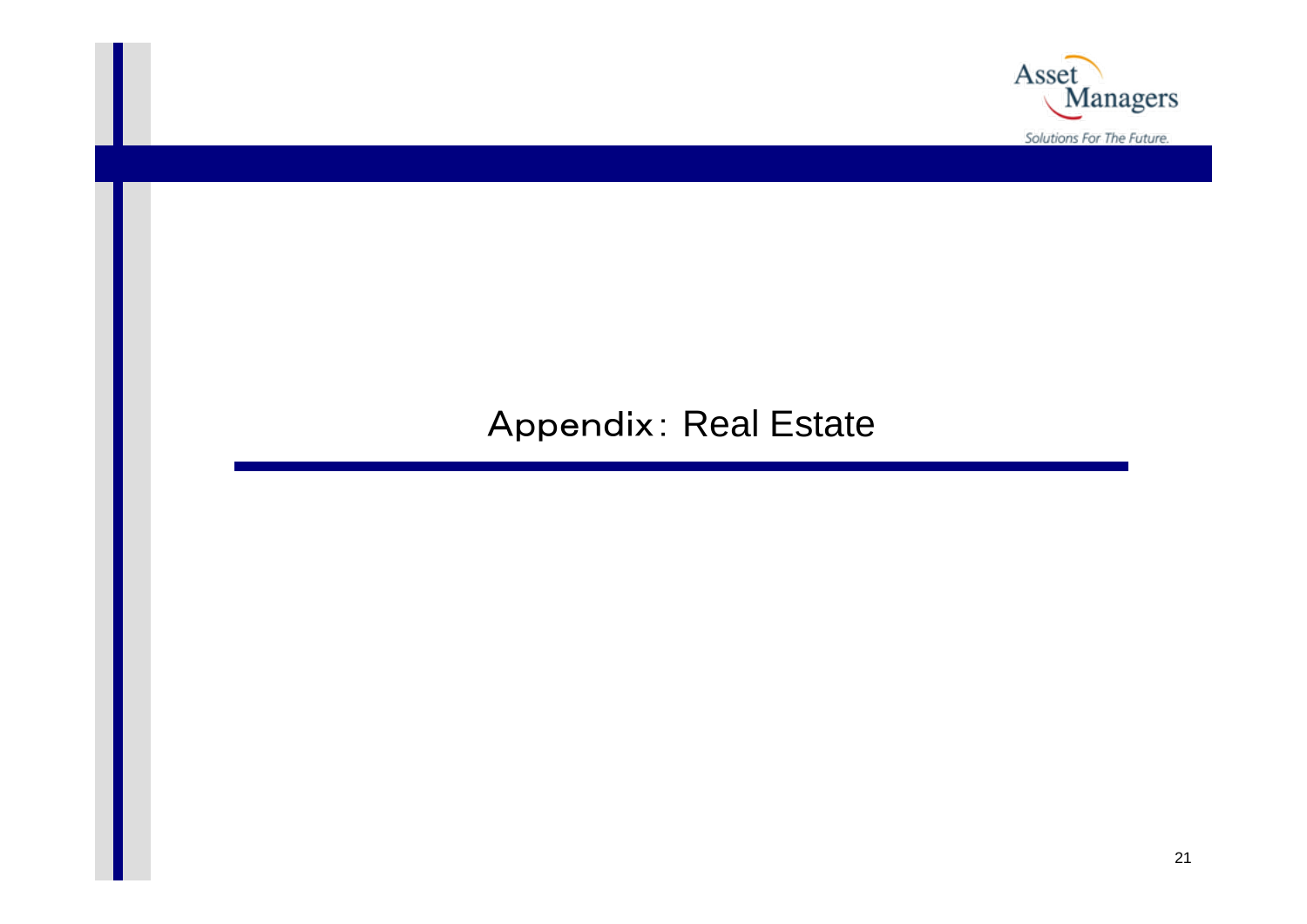# Appendix：Real Estate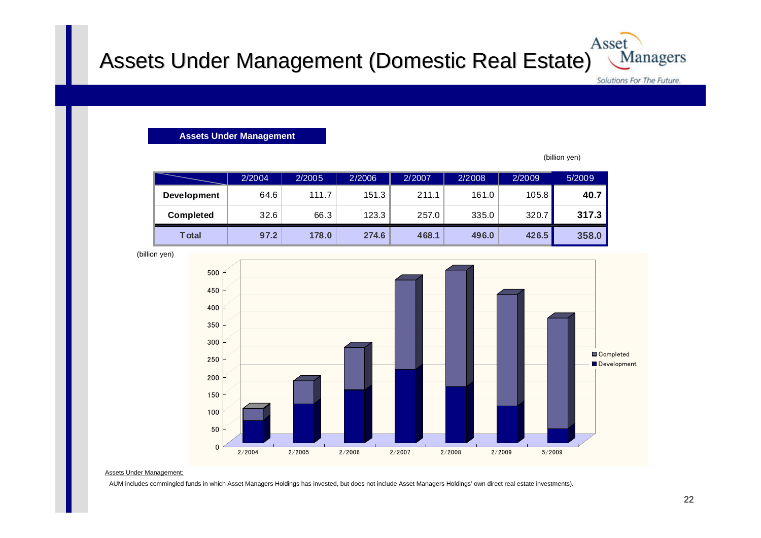# Assets Under Management (Domestic Real Estate)

**Assets Under Management**

(billion yen)

| | 2/2004 | 2/2005 | 2/2006 | 2/2007 | 2/2008 | 2/2009 | 5/2009 |
|---|---|---|---|---|---|---|---|
| **Development** | 64.6 | 111.7 | 151.3 | 211.1 | 161.0 | 105.8 | **40.7** |
| **Completed** | 32.6 | 66.3 | 123.3 | 257.0 | 335.0 | 320.7 | **317.3** |
| **Total** | **97.2** | **178.0** | **274.6** | **468.1** | **496.0** | **426.5** | **358.0** |

(billion yen)

Assets Under Management:

AUM includes commingled funds in which Asset Managers Holdings has invested, but does not include Asset Managers Holdings' own direct real estate investments).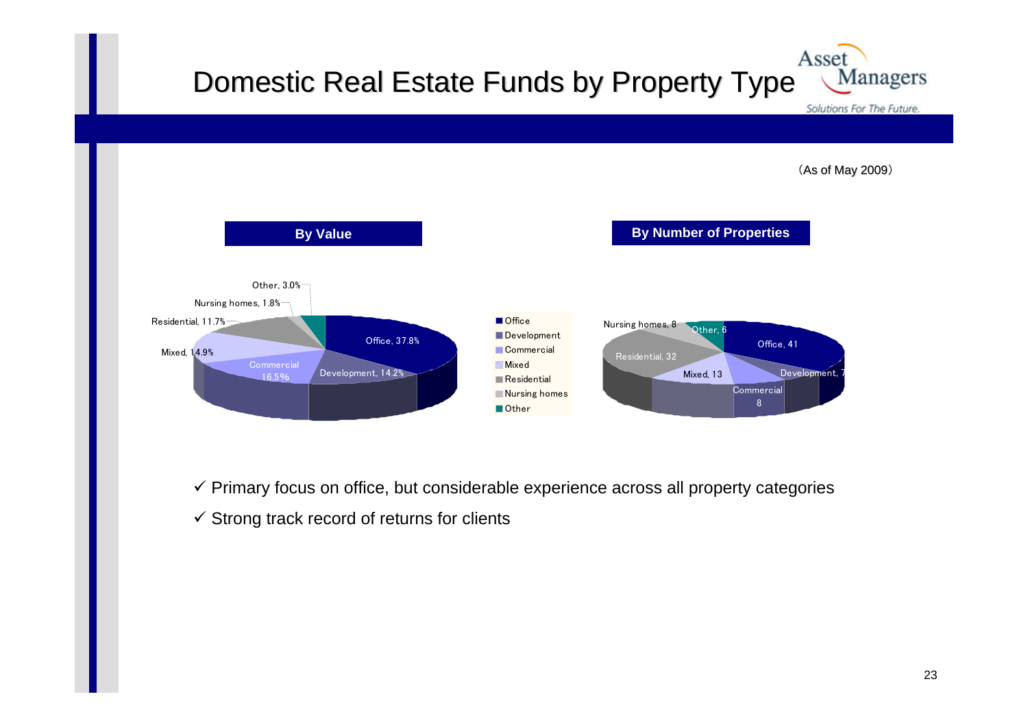# Domestic Real Estate Funds by Property Type

(As of May 2009)

**By Value**

| Property Type | Share |
| --- | --- |
| Office | 37.8% |
| Development | 14.2% |
| Commercial | 16.5% |
| Mixed | 14.9% |
| Residential | 11.7% |
| Nursing homes | 1.8% |
| Other | 3.0% |

**By Number of Properties**

| Property Type | Number |
| --- | --- |
| Office | 41 |
| Development | 7 |
| Commercial | 8 |
| Mixed | 13 |
| Residential | 32 |
| Nursing homes | 8 |
| Other | 6 |

- ✓ Primary focus on office, but considerable experience across all property categories
- ✓ Strong track record of returns for clients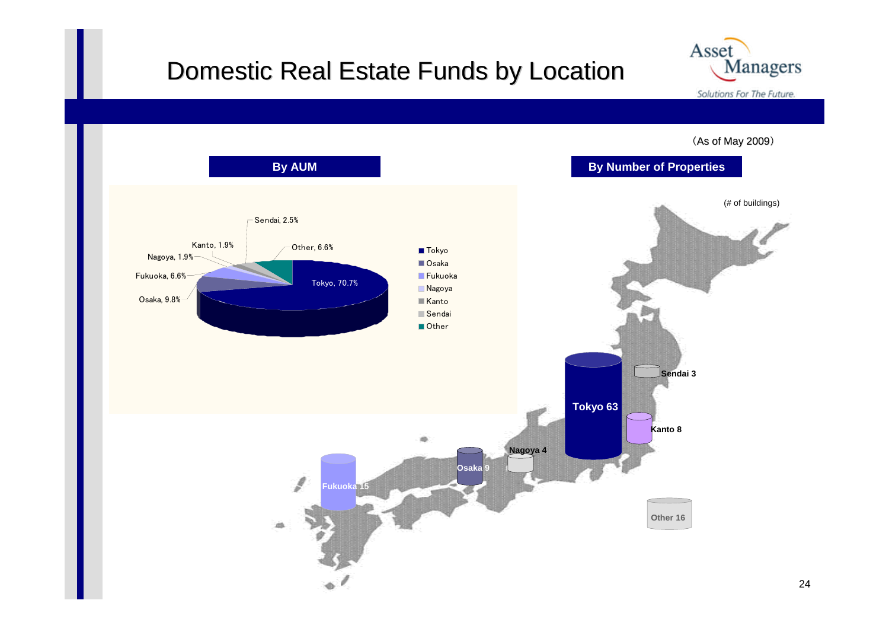# Domestic Real Estate Funds by Location

(As of May 2009)

## By AUM

| Location | Share |
|---|---|
| Tokyo | 70.7% |
| Osaka | 9.8% |
| Fukuoka | 6.6% |
| Nagoya | 1.9% |
| Kanto | 1.9% |
| Sendai | 2.5% |
| Other | 6.6% |

## By Number of Properties

(# of buildings)

| Location | # of buildings |
|---|---|
| Tokyo | 63 |
| Osaka | 9 |
| Fukuoka | 15 |
| Nagoya | 4 |
| Kanto | 8 |
| Sendai | 3 |
| Other | 16 |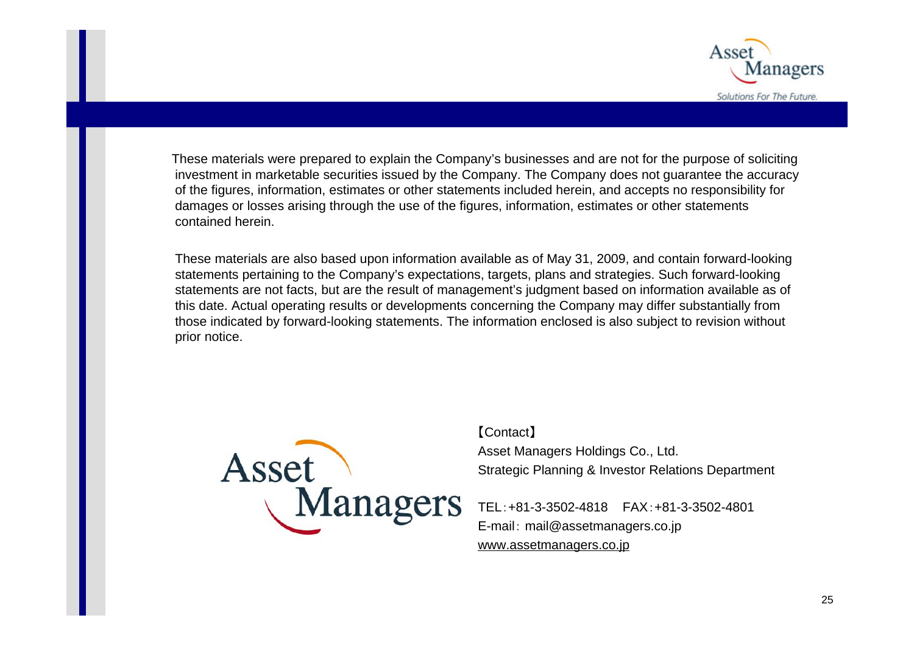These materials were prepared to explain the Company's businesses and are not for the purpose of soliciting investment in marketable securities issued by the Company. The Company does not guarantee the accuracy of the figures, information, estimates or other statements included herein, and accepts no responsibility for damages or losses arising through the use of the figures, information, estimates or other statements contained herein.

These materials are also based upon information available as of May 31, 2009, and contain forward-looking statements pertaining to the Company's expectations, targets, plans and strategies. Such forward-looking statements are not facts, but are the result of management's judgment based on information available as of this date. Actual operating results or developments concerning the Company may differ substantially from those indicated by forward-looking statements. The information enclosed is also subject to revision without prior notice.

【Contact】

Asset Managers Holdings Co., Ltd.
Strategic Planning & Investor Relations Department

TEL：+81-3-3502-4818　FAX：+81-3-3502-4801
E-mail：mail@assetmanagers.co.jp
www.assetmanagers.co.jp